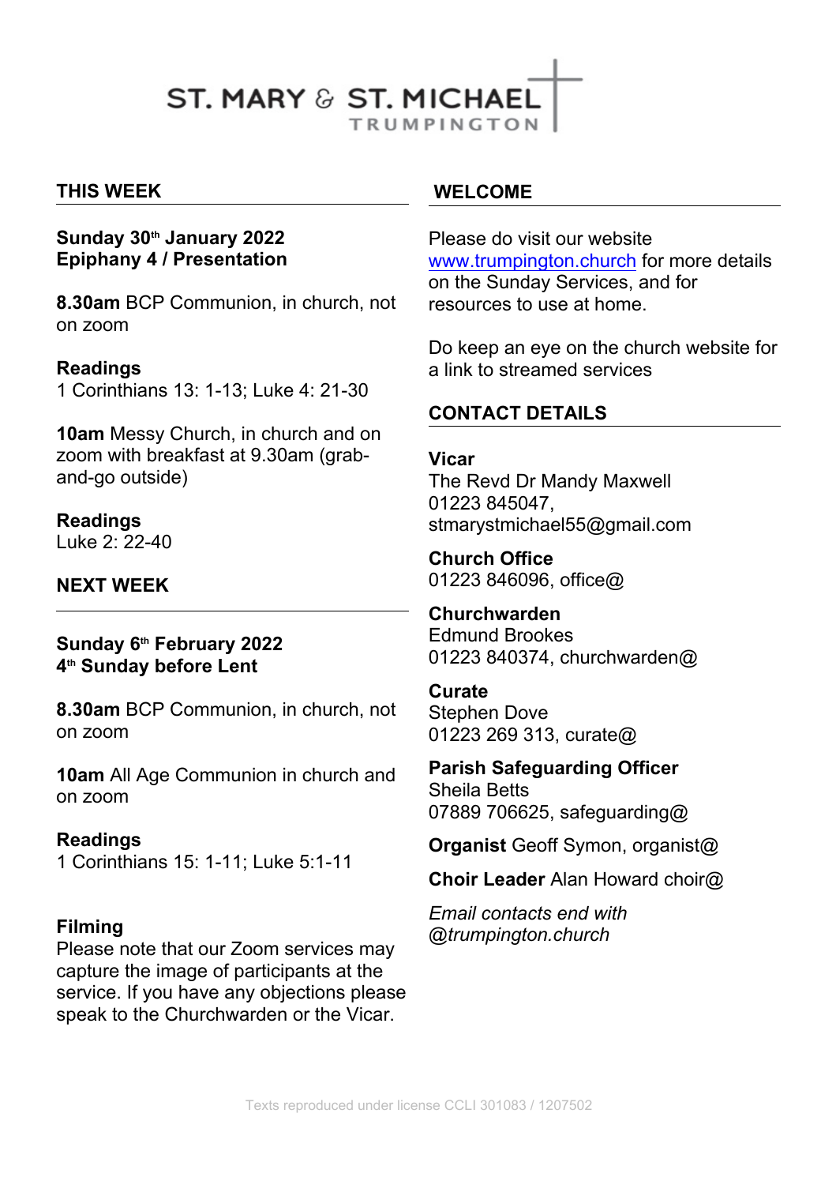# ST. MARY & ST. MICHAEL
TRUMPINGTON

## THIS WEEK

**Sunday 30th January 2022**
**Epiphany 4 / Presentation**

**8.30am** BCP Communion, in church, not on zoom

**Readings**
1 Corinthians 13: 1-13; Luke 4: 21-30

**10am** Messy Church, in church and on zoom with breakfast at 9.30am (grab-and-go outside)

**Readings**
Luke 2: 22-40

## NEXT WEEK

**Sunday 6th February 2022**
**4th Sunday before Lent**

**8.30am** BCP Communion, in church, not on zoom

**10am** All Age Communion in church and on zoom

**Readings**
1 Corinthians 15: 1-11; Luke 5:1-11

**Filming**
Please note that our Zoom services may capture the image of participants at the service. If you have any objections please speak to the Churchwarden or the Vicar.

## WELCOME

Please do visit our website [www.trumpington.church](http://www.trumpington.church) for more details on the Sunday Services, and for resources to use at home.

Do keep an eye on the church website for a link to streamed services

## CONTACT DETAILS

**Vicar**
The Revd Dr Mandy Maxwell
01223 845047,
stmarystmichael55@gmail.com

**Church Office**
01223 846096, office@

**Churchwarden**
Edmund Brookes
01223 840374, churchwarden@

**Curate**
Stephen Dove
01223 269 313, curate@

**Parish Safeguarding Officer**
Sheila Betts
07889 706625, safeguarding@

**Organist** Geoff Symon, organist@

**Choir Leader** Alan Howard choir@

*Email contacts end with @trumpington.church*

Texts reproduced under license CCLI 301083 / 1207502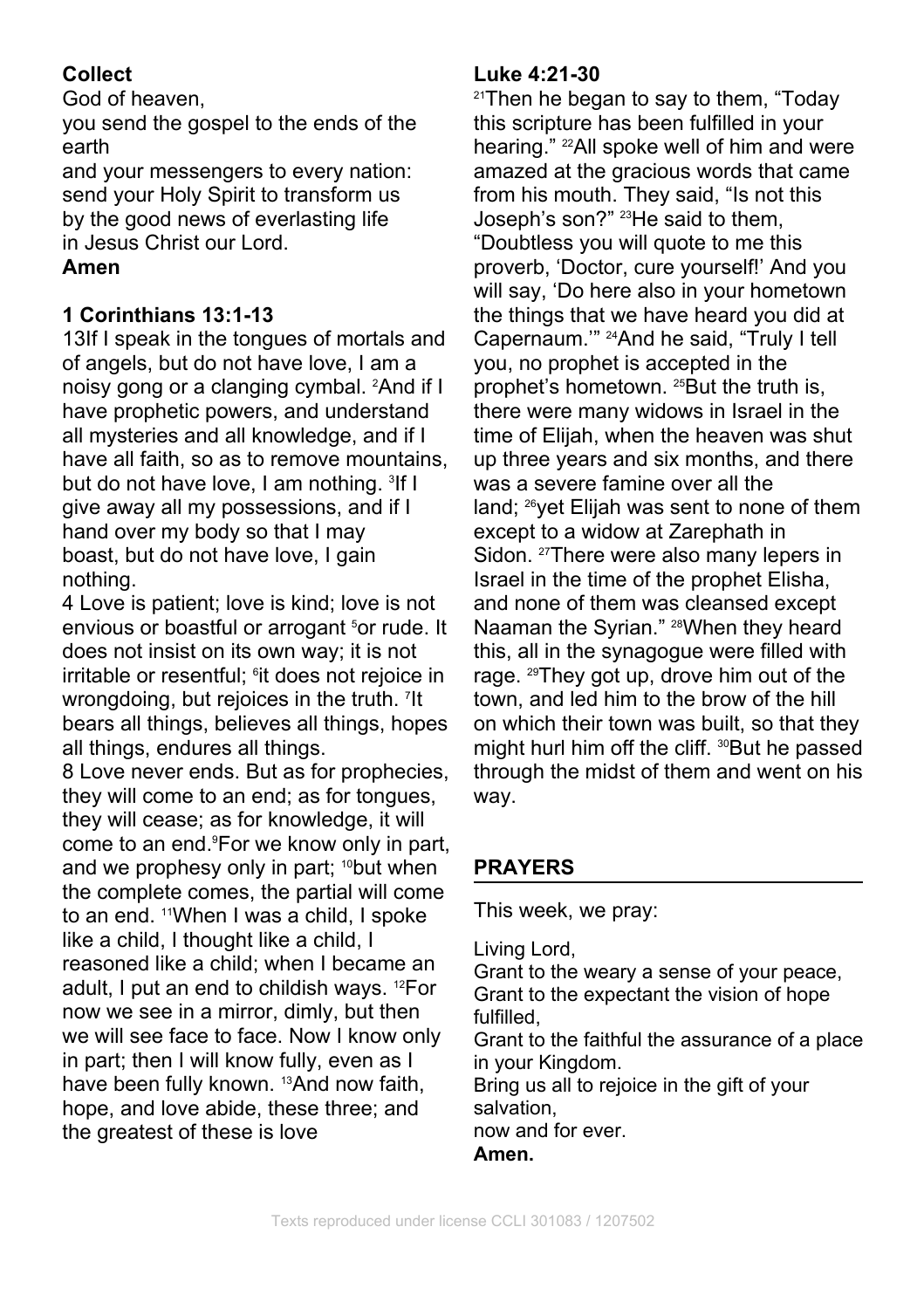**Collect**

God of heaven,
you send the gospel to the ends of the earth
and your messengers to every nation:
send your Holy Spirit to transform us
by the good news of everlasting life
in Jesus Christ our Lord.
**Amen**

**1 Corinthians 13:1-13**

13If I speak in the tongues of mortals and of angels, but do not have love, I am a noisy gong or a clanging cymbal. [2]And if I have prophetic powers, and understand all mysteries and all knowledge, and if I have all faith, so as to remove mountains, but do not have love, I am nothing. [3]If I give away all my possessions, and if I hand over my body so that I may boast, but do not have love, I gain nothing.

4 Love is patient; love is kind; love is not envious or boastful or arrogant [5]or rude. It does not insist on its own way; it is not irritable or resentful; [6]it does not rejoice in wrongdoing, but rejoices in the truth. [7]It bears all things, believes all things, hopes all things, endures all things.

8 Love never ends. But as for prophecies, they will come to an end; as for tongues, they will cease; as for knowledge, it will come to an end.[9]For we know only in part, and we prophesy only in part; [10]but when the complete comes, the partial will come to an end. [11]When I was a child, I spoke like a child, I thought like a child, I reasoned like a child; when I became an adult, I put an end to childish ways. [12]For now we see in a mirror, dimly, but then we will see face to face. Now I know only in part; then I will know fully, even as I have been fully known. [13]And now faith, hope, and love abide, these three; and the greatest of these is love

**Luke 4:21-30**

[21]Then he began to say to them, "Today this scripture has been fulfilled in your hearing." [22]All spoke well of him and were amazed at the gracious words that came from his mouth. They said, "Is not this Joseph's son?" [23]He said to them, "Doubtless you will quote to me this proverb, 'Doctor, cure yourself!' And you will say, 'Do here also in your hometown the things that we have heard you did at Capernaum.'" [24]And he said, "Truly I tell you, no prophet is accepted in the prophet's hometown. [25]But the truth is, there were many widows in Israel in the time of Elijah, when the heaven was shut up three years and six months, and there was a severe famine over all the land; [26]yet Elijah was sent to none of them except to a widow at Zarephath in Sidon. [27]There were also many lepers in Israel in the time of the prophet Elisha, and none of them was cleansed except Naaman the Syrian." [28]When they heard this, all in the synagogue were filled with rage. [29]They got up, drove him out of the town, and led him to the brow of the hill on which their town was built, so that they might hurl him off the cliff. [30]But he passed through the midst of them and went on his way.

## PRAYERS

This week, we pray:

Living Lord,
Grant to the weary a sense of your peace,
Grant to the expectant the vision of hope fulfilled,
Grant to the faithful the assurance of a place in your Kingdom.
Bring us all to rejoice in the gift of your salvation,
now and for ever.
**Amen.**

Texts reproduced under license CCLI 301083 / 1207502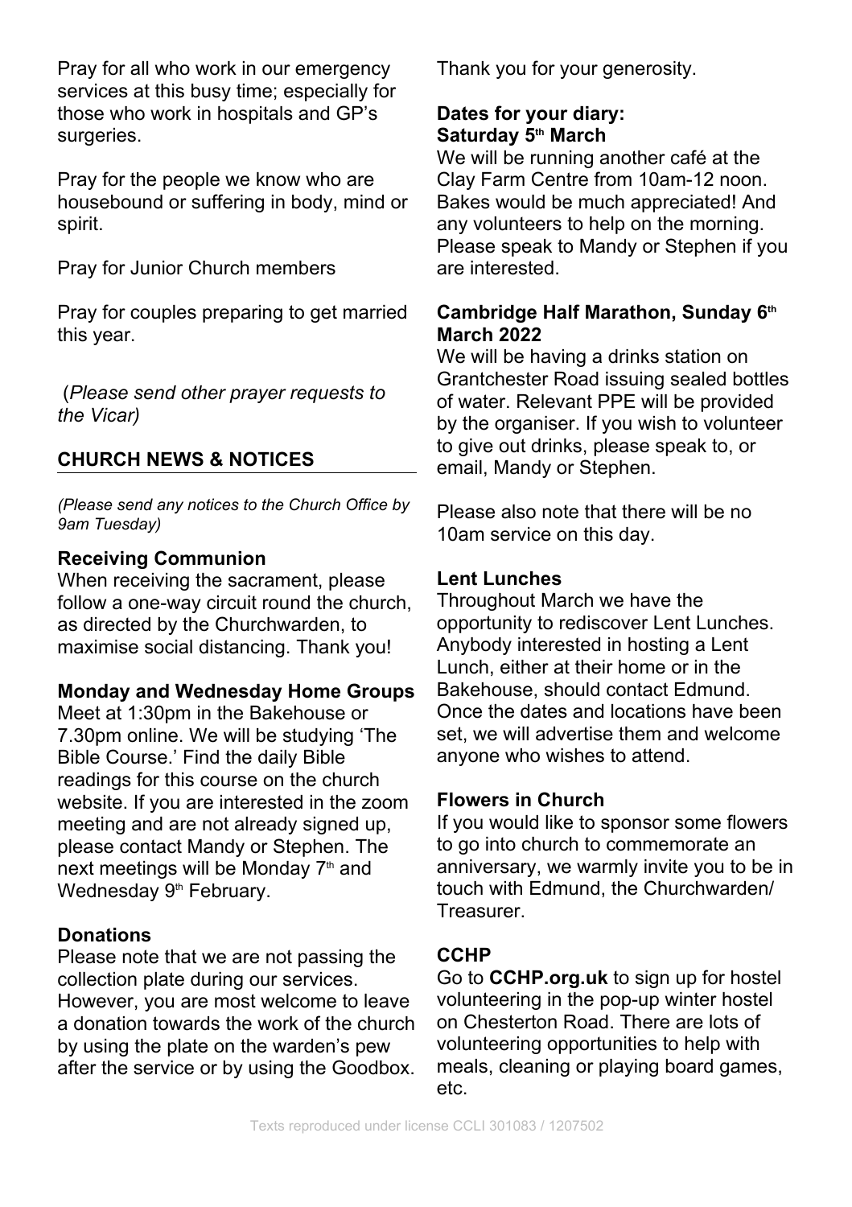Pray for all who work in our emergency services at this busy time; especially for those who work in hospitals and GP's surgeries.

Pray for the people we know who are housebound or suffering in body, mind or spirit.

Pray for Junior Church members

Pray for couples preparing to get married this year.

(*Please send other prayer requests to the Vicar)*

## CHURCH NEWS & NOTICES

*(Please send any notices to the Church Office by 9am Tuesday)*

**Receiving Communion**
When receiving the sacrament, please follow a one-way circuit round the church, as directed by the Churchwarden, to maximise social distancing. Thank you!

**Monday and Wednesday Home Groups**
Meet at 1:30pm in the Bakehouse or 7.30pm online. We will be studying 'The Bible Course.' Find the daily Bible readings for this course on the church website. If you are interested in the zoom meeting and are not already signed up, please contact Mandy or Stephen. The next meetings will be Monday 7th and Wednesday 9th February.

**Donations**
Please note that we are not passing the collection plate during our services. However, you are most welcome to leave a donation towards the work of the church by using the plate on the warden's pew after the service or by using the Goodbox. Thank you for your generosity.

**Dates for your diary:**
**Saturday 5th March**
We will be running another café at the Clay Farm Centre from 10am-12 noon. Bakes would be much appreciated! And any volunteers to help on the morning. Please speak to Mandy or Stephen if you are interested.

**Cambridge Half Marathon, Sunday 6th March 2022**
We will be having a drinks station on Grantchester Road issuing sealed bottles of water. Relevant PPE will be provided by the organiser. If you wish to volunteer to give out drinks, please speak to, or email, Mandy or Stephen.

Please also note that there will be no 10am service on this day.

**Lent Lunches**
Throughout March we have the opportunity to rediscover Lent Lunches. Anybody interested in hosting a Lent Lunch, either at their home or in the Bakehouse, should contact Edmund. Once the dates and locations have been set, we will advertise them and welcome anyone who wishes to attend.

**Flowers in Church**
If you would like to sponsor some flowers to go into church to commemorate an anniversary, we warmly invite you to be in touch with Edmund, the Churchwarden/ Treasurer.

**CCHP**
Go to **CCHP.org.uk** to sign up for hostel volunteering in the pop-up winter hostel on Chesterton Road. There are lots of volunteering opportunities to help with meals, cleaning or playing board games, etc.

Texts reproduced under license CCLI 301083 / 1207502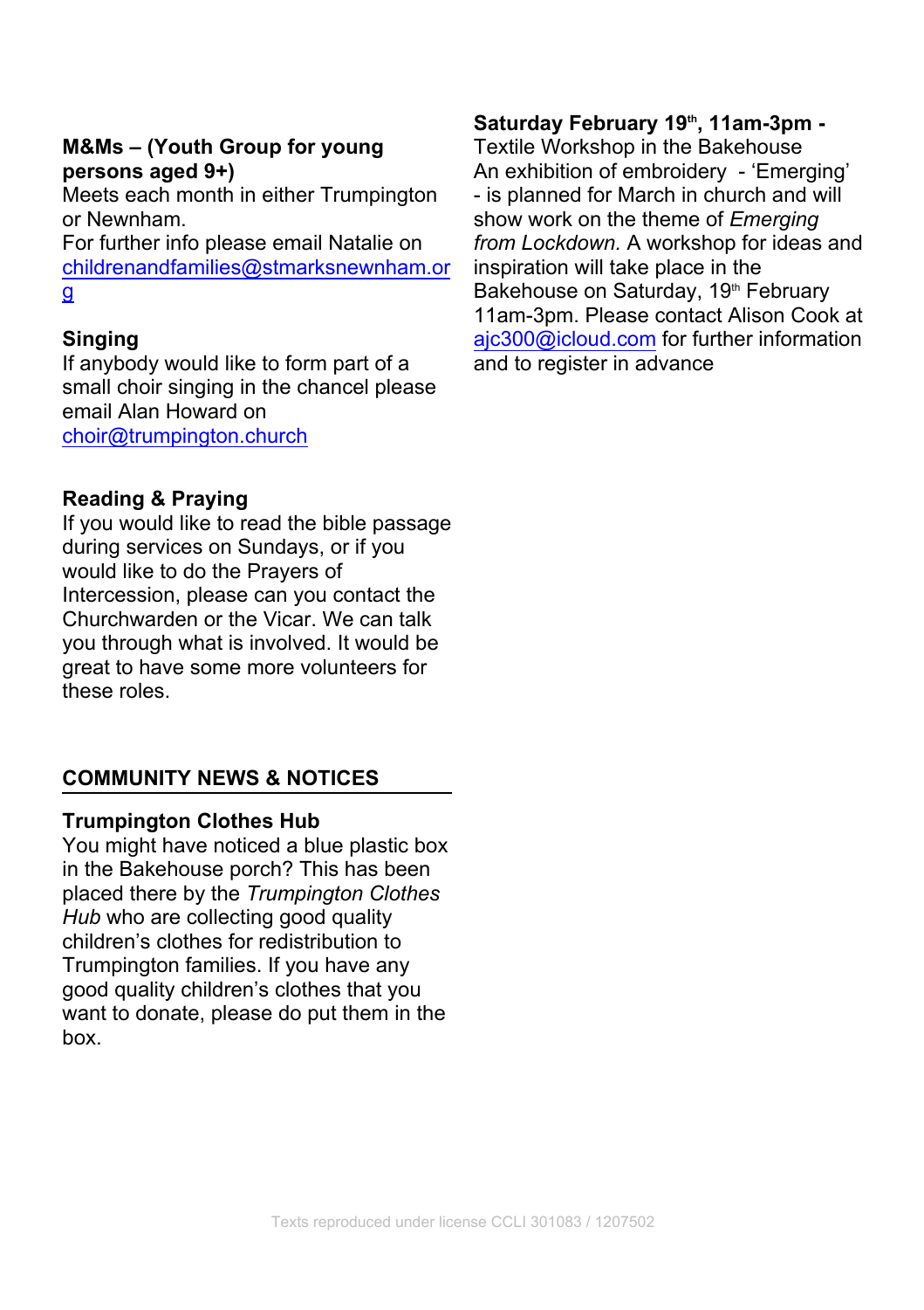**M&Ms – (Youth Group for young persons aged 9+)**
Meets each month in either Trumpington or Newnham.
For further info please email Natalie on childrenandfamilies@stmarksnewnham.org

**Singing**
If anybody would like to form part of a small choir singing in the chancel please email Alan Howard on choir@trumpington.church

**Reading & Praying**
If you would like to read the bible passage during services on Sundays, or if you would like to do the Prayers of Intercession, please can you contact the Churchwarden or the Vicar. We can talk you through what is involved. It would be great to have some more volunteers for these roles.

## COMMUNITY NEWS & NOTICES

**Trumpington Clothes Hub**
You might have noticed a blue plastic box in the Bakehouse porch? This has been placed there by the *Trumpington Clothes Hub* who are collecting good quality children's clothes for redistribution to Trumpington families. If you have any good quality children's clothes that you want to donate, please do put them in the box.

**Saturday February 19th, 11am-3pm -**
Textile Workshop in the Bakehouse
An exhibition of embroidery - 'Emerging' - is planned for March in church and will show work on the theme of *Emerging from Lockdown.* A workshop for ideas and inspiration will take place in the Bakehouse on Saturday, 19th February 11am-3pm. Please contact Alison Cook at ajc300@icloud.com for further information and to register in advance

Texts reproduced under license CCLI 301083 / 1207502